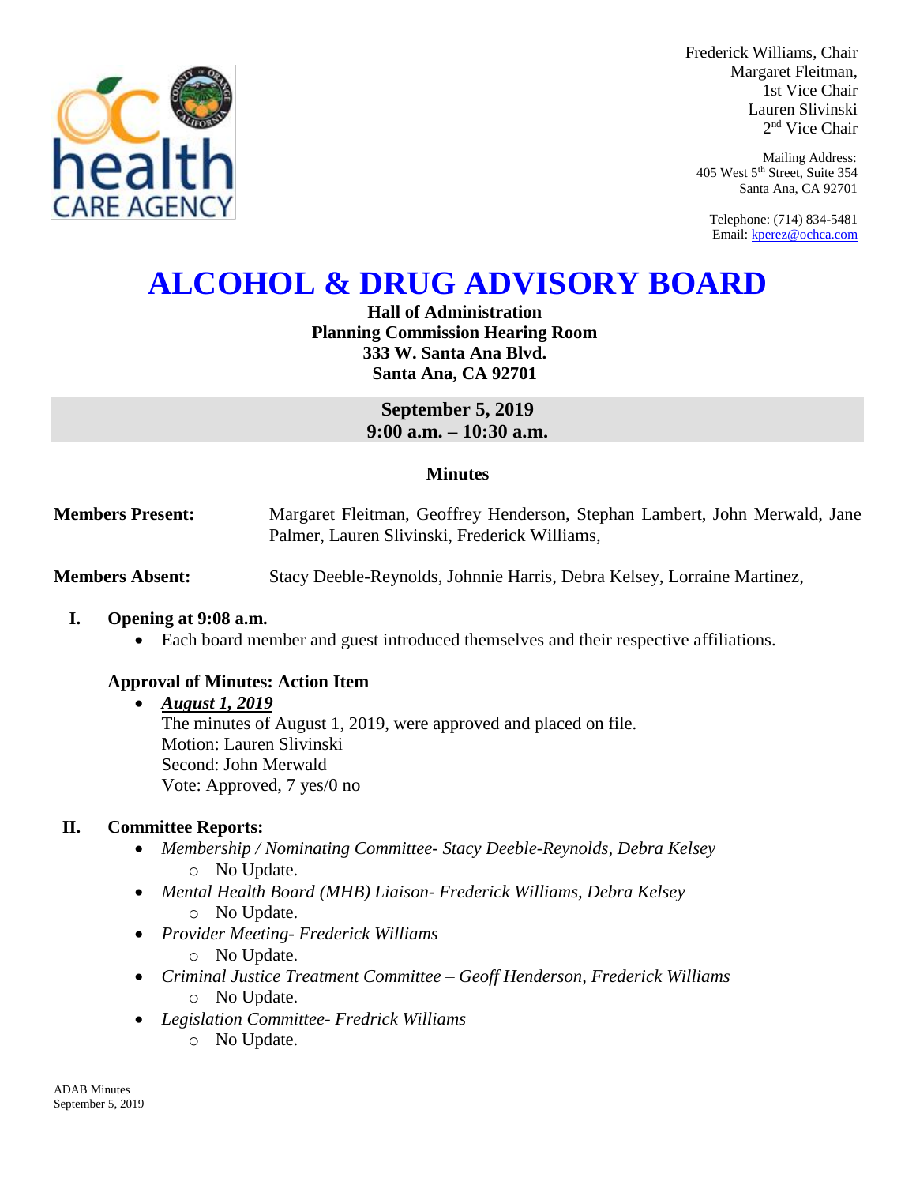Frederick Williams, Chair
Margaret Fleitman,
1st Vice Chair
Lauren Slivinski
2nd Vice Chair

Mailing Address:
405 West 5th Street, Suite 354
Santa Ana, CA 92701

Telephone: (714) 834-5481
Email: kperez@ochca.com

# ALCOHOL & DRUG ADVISORY BOARD

**Hall of Administration**
**Planning Commission Hearing Room**
**333 W. Santa Ana Blvd.**
**Santa Ana, CA 92701**

**September 5, 2019**
**9:00 a.m. – 10:30 a.m.**

**Minutes**

**Members Present:** Margaret Fleitman, Geoffrey Henderson, Stephan Lambert, John Merwald, Jane Palmer, Lauren Slivinski, Frederick Williams,

**Members Absent:** Stacy Deeble-Reynolds, Johnnie Harris, Debra Kelsey, Lorraine Martinez,

## I. Opening at 9:08 a.m.

- Each board member and guest introduced themselves and their respective affiliations.

### Approval of Minutes: Action Item

- ***August 1, 2019***
  The minutes of August 1, 2019, were approved and placed on file.
  Motion: Lauren Slivinski
  Second: John Merwald
  Vote: Approved, 7 yes/0 no

## II. Committee Reports:

- *Membership / Nominating Committee- Stacy Deeble-Reynolds, Debra Kelsey*
  - No Update.
- *Mental Health Board (MHB) Liaison- Frederick Williams, Debra Kelsey*
  - No Update.
- *Provider Meeting- Frederick Williams*
  - No Update.
- *Criminal Justice Treatment Committee – Geoff Henderson, Frederick Williams*
  - No Update.
- *Legislation Committee- Fredrick Williams*
  - No Update.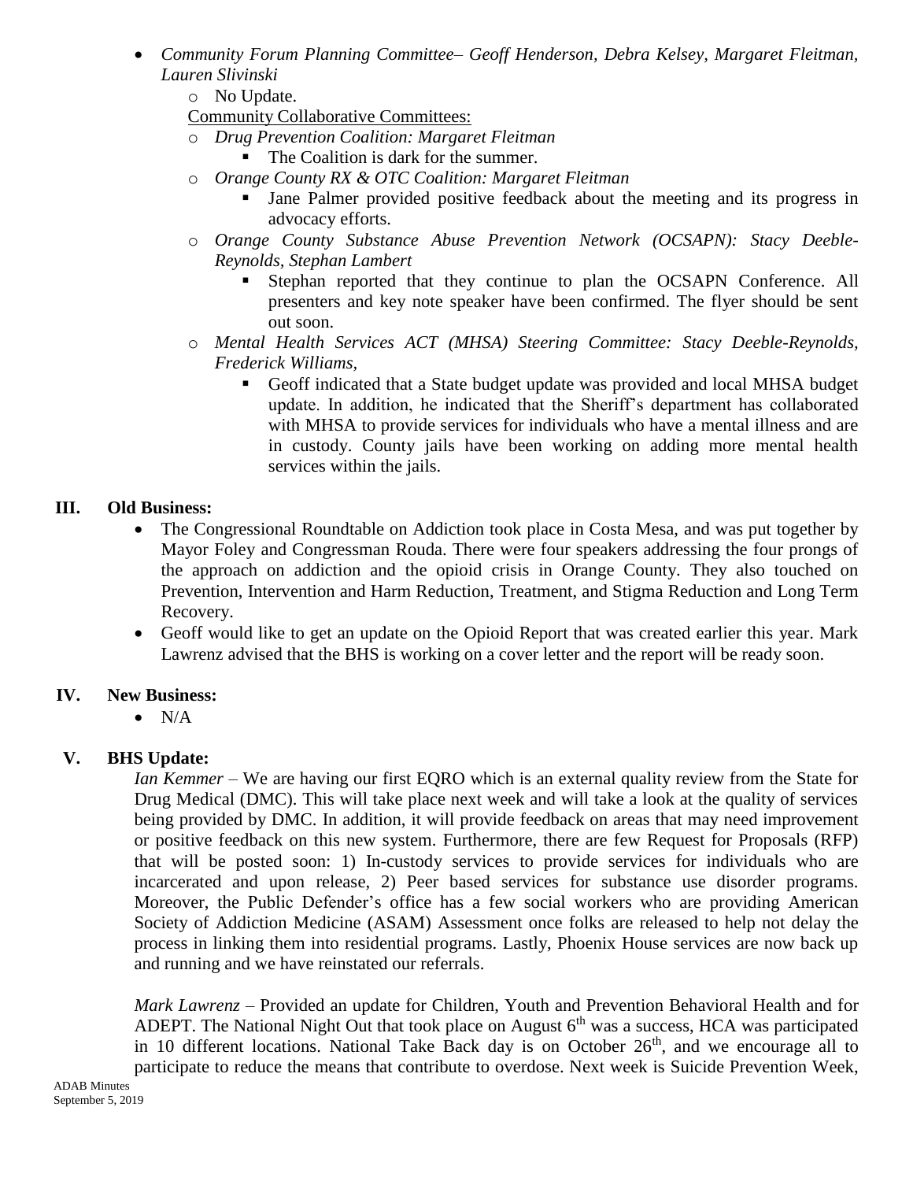- *Community Forum Planning Committee– Geoff Henderson, Debra Kelsey, Margaret Fleitman, Lauren Slivinski*
  - No Update.

  Community Collaborative Committees:
  - *Drug Prevention Coalition: Margaret Fleitman*
    - The Coalition is dark for the summer.
  - *Orange County RX & OTC Coalition: Margaret Fleitman*
    - Jane Palmer provided positive feedback about the meeting and its progress in advocacy efforts.
  - *Orange County Substance Abuse Prevention Network (OCSAPN): Stacy Deeble-Reynolds, Stephan Lambert*
    - Stephan reported that they continue to plan the OCSAPN Conference. All presenters and key note speaker have been confirmed. The flyer should be sent out soon.
  - *Mental Health Services ACT (MHSA) Steering Committee: Stacy Deeble-Reynolds, Frederick Williams,*
    - Geoff indicated that a State budget update was provided and local MHSA budget update. In addition, he indicated that the Sheriff's department has collaborated with MHSA to provide services for individuals who have a mental illness and are in custody. County jails have been working on adding more mental health services within the jails.

## III. Old Business:

- The Congressional Roundtable on Addiction took place in Costa Mesa, and was put together by Mayor Foley and Congressman Rouda. There were four speakers addressing the four prongs of the approach on addiction and the opioid crisis in Orange County. They also touched on Prevention, Intervention and Harm Reduction, Treatment, and Stigma Reduction and Long Term Recovery.
- Geoff would like to get an update on the Opioid Report that was created earlier this year. Mark Lawrenz advised that the BHS is working on a cover letter and the report will be ready soon.

## IV. New Business:

- N/A

## V. BHS Update:

*Ian Kemmer* – We are having our first EQRO which is an external quality review from the State for Drug Medical (DMC). This will take place next week and will take a look at the quality of services being provided by DMC. In addition, it will provide feedback on areas that may need improvement or positive feedback on this new system. Furthermore, there are few Request for Proposals (RFP) that will be posted soon: 1) In-custody services to provide services for individuals who are incarcerated and upon release, 2) Peer based services for substance use disorder programs. Moreover, the Public Defender's office has a few social workers who are providing American Society of Addiction Medicine (ASAM) Assessment once folks are released to help not delay the process in linking them into residential programs. Lastly, Phoenix House services are now back up and running and we have reinstated our referrals.

*Mark Lawrenz* – Provided an update for Children, Youth and Prevention Behavioral Health and for ADEPT. The National Night Out that took place on August 6th was a success, HCA was participated in 10 different locations. National Take Back day is on October 26th, and we encourage all to participate to reduce the means that contribute to overdose. Next week is Suicide Prevention Week,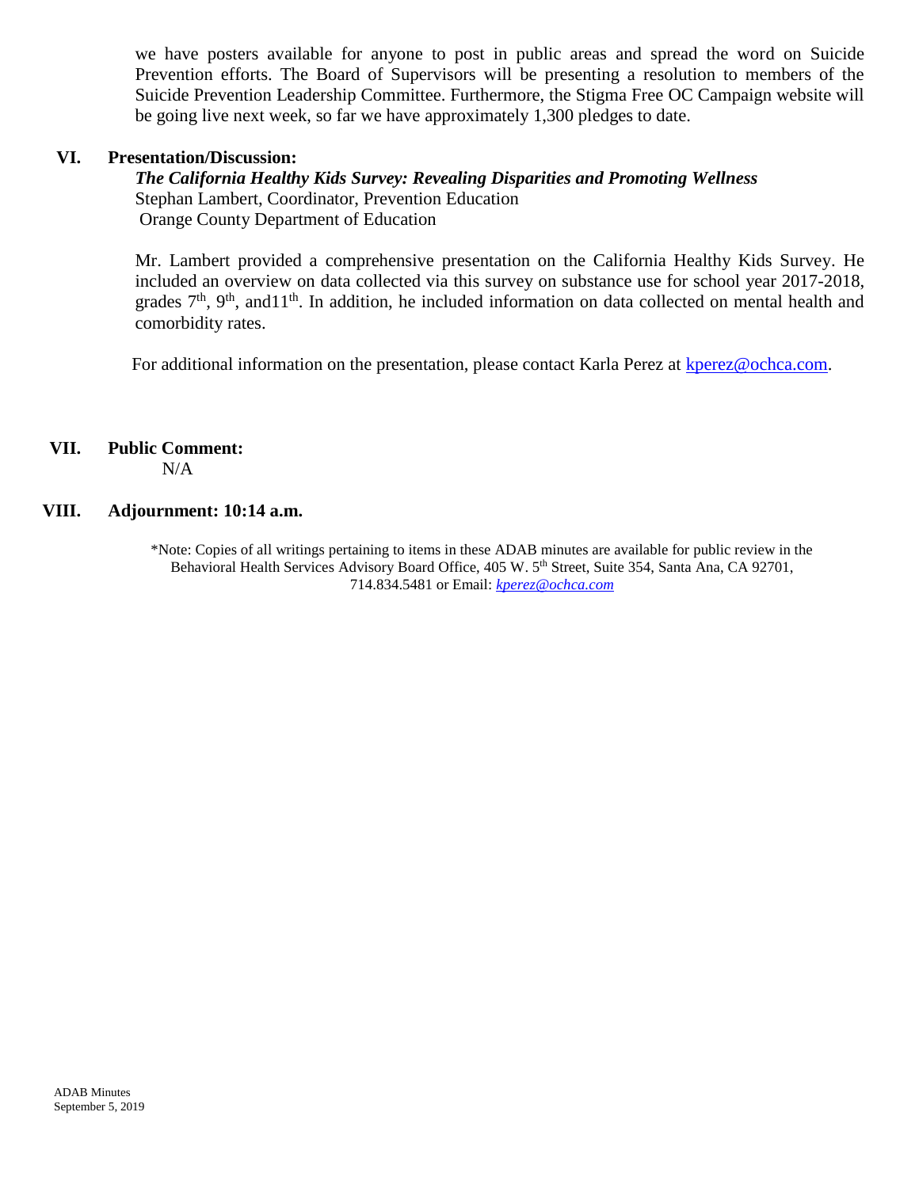we have posters available for anyone to post in public areas and spread the word on Suicide Prevention efforts. The Board of Supervisors will be presenting a resolution to members of the Suicide Prevention Leadership Committee. Furthermore, the Stigma Free OC Campaign website will be going live next week, so far we have approximately 1,300 pledges to date.

**VI. Presentation/Discussion:**

***The California Healthy Kids Survey: Revealing Disparities and Promoting Wellness***
Stephan Lambert, Coordinator, Prevention Education
Orange County Department of Education

Mr. Lambert provided a comprehensive presentation on the California Healthy Kids Survey. He included an overview on data collected via this survey on substance use for school year 2017-2018, grades 7th, 9th, and11th. In addition, he included information on data collected on mental health and comorbidity rates.

For additional information on the presentation, please contact Karla Perez at kperez@ochca.com.

**VII. Public Comment:**

N/A

**VIII. Adjournment: 10:14 a.m.**

*Note: Copies of all writings pertaining to items in these ADAB minutes are available for public review in the Behavioral Health Services Advisory Board Office, 405 W. 5th Street, Suite 354, Santa Ana, CA 92701, 714.834.5481 or Email: *kperez@ochca.com*